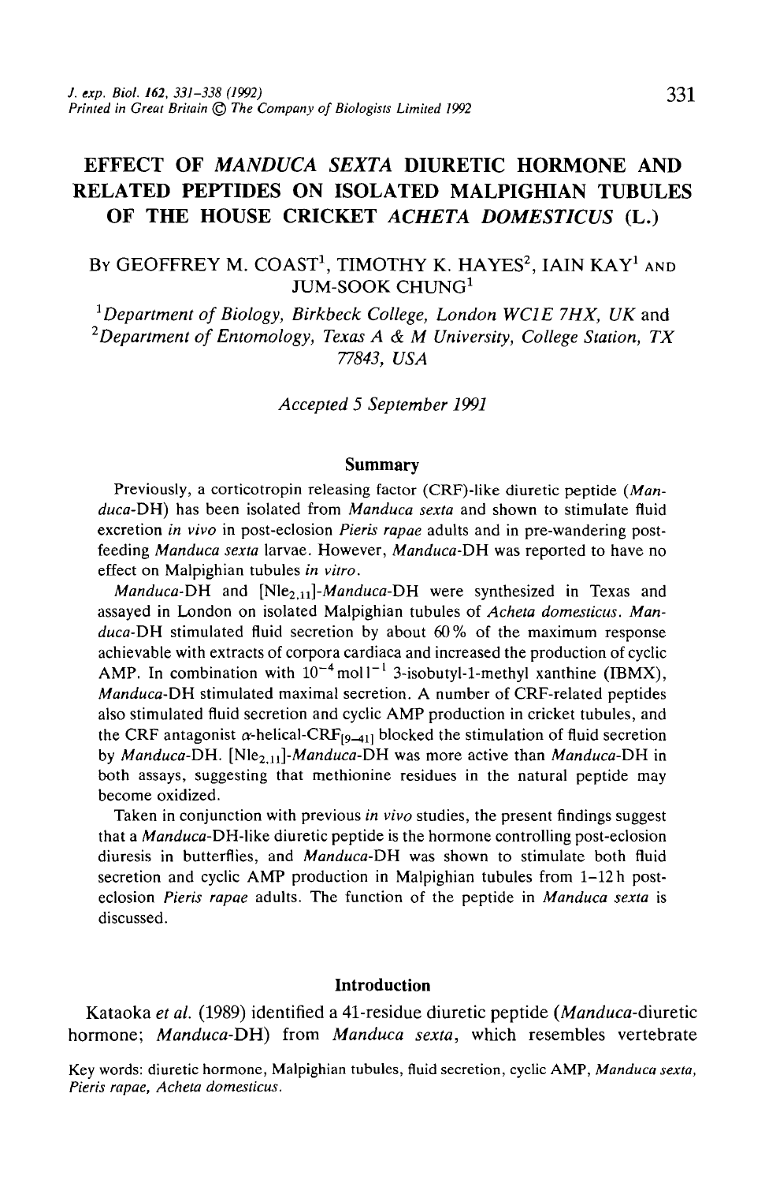# EFFECT OF *MANDUCA SEXTA* DIURETIC HORMONE AND RELATED PEPTIDES ON ISOLATED MALPIGHIAN TUBULES OF THE HOUSE CRICKET *ACHETA DOMESTICUS* (L.)

By GEOFFREY M. COAST[1], TIMOTHY K. HAYES[2], IAIN KAY[1] AND JUM-SOOK CHUNG[1]

[1]*Department of Biology, Birkbeck College, London WC1E 7HX, UK* and [2]*Department of Entomology, Texas A & M University, College Station, TX 77843, USA*

*Accepted 5 September 1991*

## Summary

Previously, a corticotropin releasing factor (CRF)-like diuretic peptide (*Manduca*-DH) has been isolated from *Manduca sexta* and shown to stimulate fluid excretion *in vivo* in post-eclosion *Pieris rapae* adults and in pre-wandering post-feeding *Manduca sexta* larvae. However, *Manduca*-DH was reported to have no effect on Malpighian tubules *in vitro*.

*Manduca*-DH and [$Nle_{2,11}$]-*Manduca*-DH were synthesized in Texas and assayed in London on isolated Malpighian tubules of *Acheta domesticus*. *Manduca*-DH stimulated fluid secretion by about 60% of the maximum response achievable with extracts of corpora cardiaca and increased the production of cyclic AMP. In combination with $10^{-4}$ mol $l^{-1}$ 3-isobutyl-1-methyl xanthine (IBMX), *Manduca*-DH stimulated maximal secretion. A number of CRF-related peptides also stimulated fluid secretion and cyclic AMP production in cricket tubules, and the CRF antagonist $\alpha$-helical-$CRF_{[9-41]}$ blocked the stimulation of fluid secretion by *Manduca*-DH. [$Nle_{2,11}$]-*Manduca*-DH was more active than *Manduca*-DH in both assays, suggesting that methionine residues in the natural peptide may become oxidized.

Taken in conjunction with previous *in vivo* studies, the present findings suggest that a *Manduca*-DH-like diuretic peptide is the hormone controlling post-eclosion diuresis in butterflies, and *Manduca*-DH was shown to stimulate both fluid secretion and cyclic AMP production in Malpighian tubules from 1–12 h post-eclosion *Pieris rapae* adults. The function of the peptide in *Manduca sexta* is discussed.

## Introduction

Kataoka *et al.* (1989) identified a 41-residue diuretic peptide (*Manduca*-diuretic hormone; *Manduca*-DH) from *Manduca sexta*, which resembles vertebrate

Key words: diuretic hormone, Malpighian tubules, fluid secretion, cyclic AMP, *Manduca sexta*, *Pieris rapae*, *Acheta domesticus*.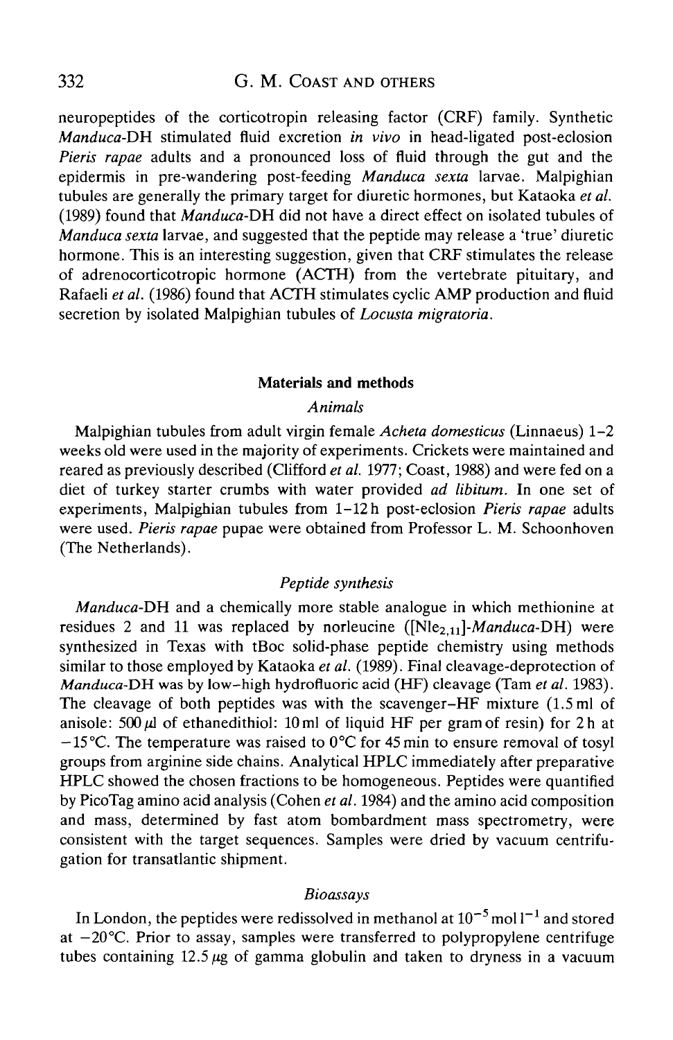neuropeptides of the corticotropin releasing factor (CRF) family. Synthetic *Manduca*-DH stimulated fluid excretion *in vivo* in head-ligated post-eclosion *Pieris rapae* adults and a pronounced loss of fluid through the gut and the epidermis in pre-wandering post-feeding *Manduca sexta* larvae. Malpighian tubules are generally the primary target for diuretic hormones, but Kataoka *et al.* (1989) found that *Manduca*-DH did not have a direct effect on isolated tubules of *Manduca sexta* larvae, and suggested that the peptide may release a 'true' diuretic hormone. This is an interesting suggestion, given that CRF stimulates the release of adrenocorticotropic hormone (ACTH) from the vertebrate pituitary, and Rafaeli *et al.* (1986) found that ACTH stimulates cyclic AMP production and fluid secretion by isolated Malpighian tubules of *Locusta migratoria*.

## Materials and methods

### *Animals*

Malpighian tubules from adult virgin female *Acheta domesticus* (Linnaeus) 1–2 weeks old were used in the majority of experiments. Crickets were maintained and reared as previously described (Clifford *et al.* 1977; Coast, 1988) and were fed on a diet of turkey starter crumbs with water provided *ad libitum*. In one set of experiments, Malpighian tubules from 1–12 h post-eclosion *Pieris rapae* adults were used. *Pieris rapae* pupae were obtained from Professor L. M. Schoonhoven (The Netherlands).

### *Peptide synthesis*

*Manduca*-DH and a chemically more stable analogue in which methionine at residues 2 and 11 was replaced by norleucine ([$Nle_{2,11}$]-*Manduca*-DH) were synthesized in Texas with tBoc solid-phase peptide chemistry using methods similar to those employed by Kataoka *et al.* (1989). Final cleavage-deprotection of *Manduca*-DH was by low–high hydrofluoric acid (HF) cleavage (Tam *et al.* 1983). The cleavage of both peptides was with the scavenger–HF mixture (1.5 ml of anisole: 500 $\mu$l of ethanedithiol: 10 ml of liquid HF per gram of resin) for 2 h at −15 °C. The temperature was raised to 0 °C for 45 min to ensure removal of tosyl groups from arginine side chains. Analytical HPLC immediately after preparative HPLC showed the chosen fractions to be homogeneous. Peptides were quantified by PicoTag amino acid analysis (Cohen *et al.* 1984) and the amino acid composition and mass, determined by fast atom bombardment mass spectrometry, were consistent with the target sequences. Samples were dried by vacuum centrifugation for transatlantic shipment.

### *Bioassays*

In London, the peptides were redissolved in methanol at $10^{-5}$ mol $l^{-1}$ and stored at −20 °C. Prior to assay, samples were transferred to polypropylene centrifuge tubes containing 12.5 $\mu$g of gamma globulin and taken to dryness in a vacuum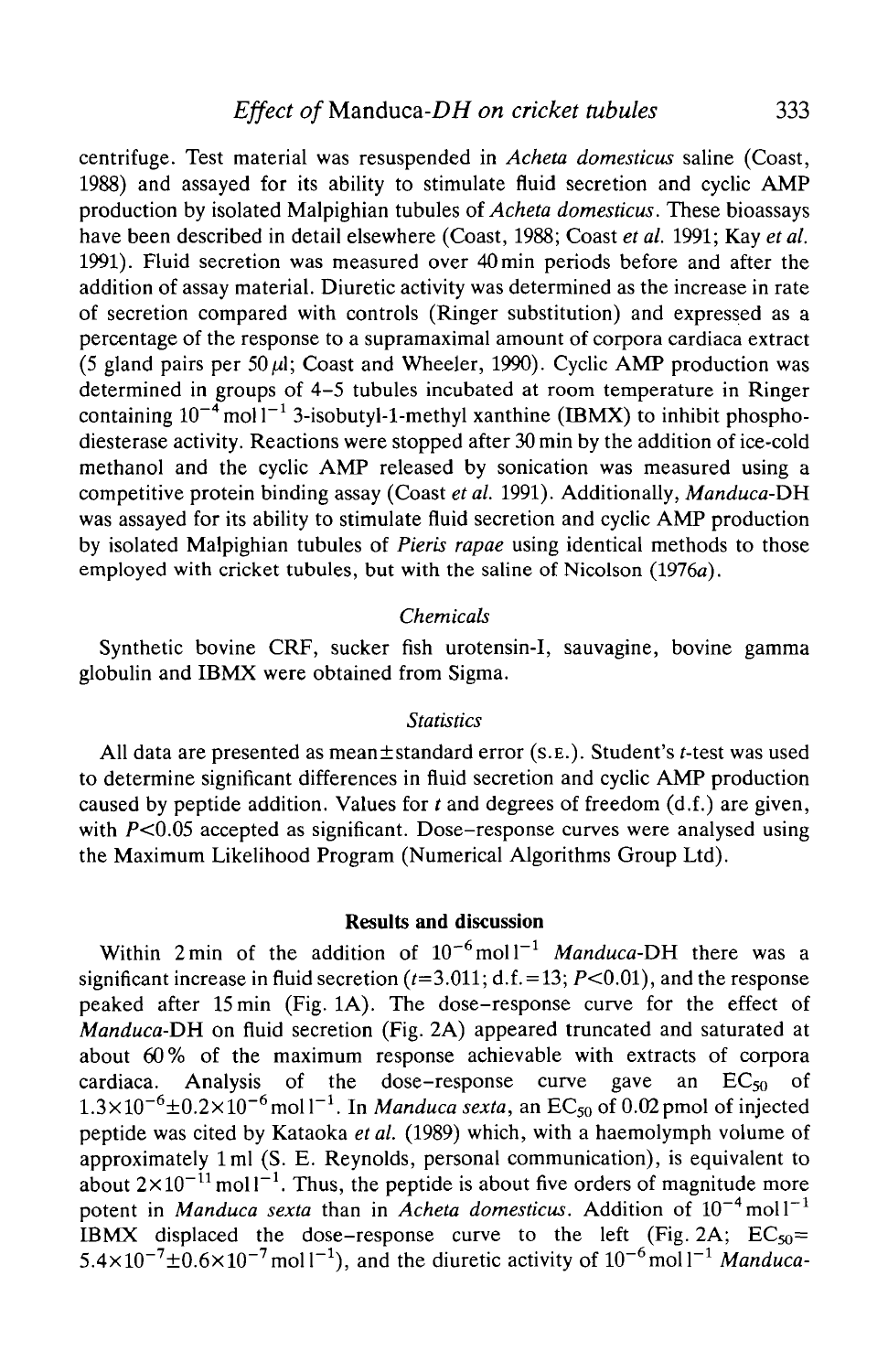centrifuge. Test material was resuspended in *Acheta domesticus* saline (Coast, 1988) and assayed for its ability to stimulate fluid secretion and cyclic AMP production by isolated Malpighian tubules of *Acheta domesticus*. These bioassays have been described in detail elsewhere (Coast, 1988; Coast *et al.* 1991; Kay *et al.* 1991). Fluid secretion was measured over 40 min periods before and after the addition of assay material. Diuretic activity was determined as the increase in rate of secretion compared with controls (Ringer substitution) and expressed as a percentage of the response to a supramaximal amount of corpora cardiaca extract (5 gland pairs per 50 $\mu$l; Coast and Wheeler, 1990). Cyclic AMP production was determined in groups of 4–5 tubules incubated at room temperature in Ringer containing $10^{-4}$ mol $l^{-1}$ 3-isobutyl-1-methyl xanthine (IBMX) to inhibit phosphodiesterase activity. Reactions were stopped after 30 min by the addition of ice-cold methanol and the cyclic AMP released by sonication was measured using a competitive protein binding assay (Coast *et al.* 1991). Additionally, *Manduca*-DH was assayed for its ability to stimulate fluid secretion and cyclic AMP production by isolated Malpighian tubules of *Pieris rapae* using identical methods to those employed with cricket tubules, but with the saline of Nicolson (1976*a*).

### *Chemicals*

Synthetic bovine CRF, sucker fish urotensin-I, sauvagine, bovine gamma globulin and IBMX were obtained from Sigma.

### *Statistics*

All data are presented as mean±standard error (S.E.). Student's *t*-test was used to determine significant differences in fluid secretion and cyclic AMP production caused by peptide addition. Values for *t* and degrees of freedom (d.f.) are given, with $P<0.05$ accepted as significant. Dose–response curves were analysed using the Maximum Likelihood Program (Numerical Algorithms Group Ltd).

## Results and discussion

Within 2 min of the addition of $10^{-6}$ mol $l^{-1}$ *Manduca*-DH there was a significant increase in fluid secretion ($t=3.011$; d.f.$=13$; $P<0.01$), and the response peaked after 15 min (Fig. 1A). The dose–response curve for the effect of *Manduca*-DH on fluid secretion (Fig. 2A) appeared truncated and saturated at about 60 % of the maximum response achievable with extracts of corpora cardiaca. Analysis of the dose–response curve gave an $EC_{50}$ of $1.3\times10^{-6}\pm0.2\times10^{-6}$ mol $l^{-1}$. In *Manduca sexta*, an $EC_{50}$ of 0.02 pmol of injected peptide was cited by Kataoka *et al.* (1989) which, with a haemolymph volume of approximately 1 ml (S. E. Reynolds, personal communication), is equivalent to about $2\times10^{-11}$ mol $l^{-1}$. Thus, the peptide is about five orders of magnitude more potent in *Manduca sexta* than in *Acheta domesticus*. Addition of $10^{-4}$ mol $l^{-1}$ IBMX displaced the dose–response curve to the left (Fig. 2A; $EC_{50}$= $5.4\times10^{-7}\pm0.6\times10^{-7}$ mol $l^{-1}$), and the diuretic activity of $10^{-6}$ mol $l^{-1}$ *Manduca*-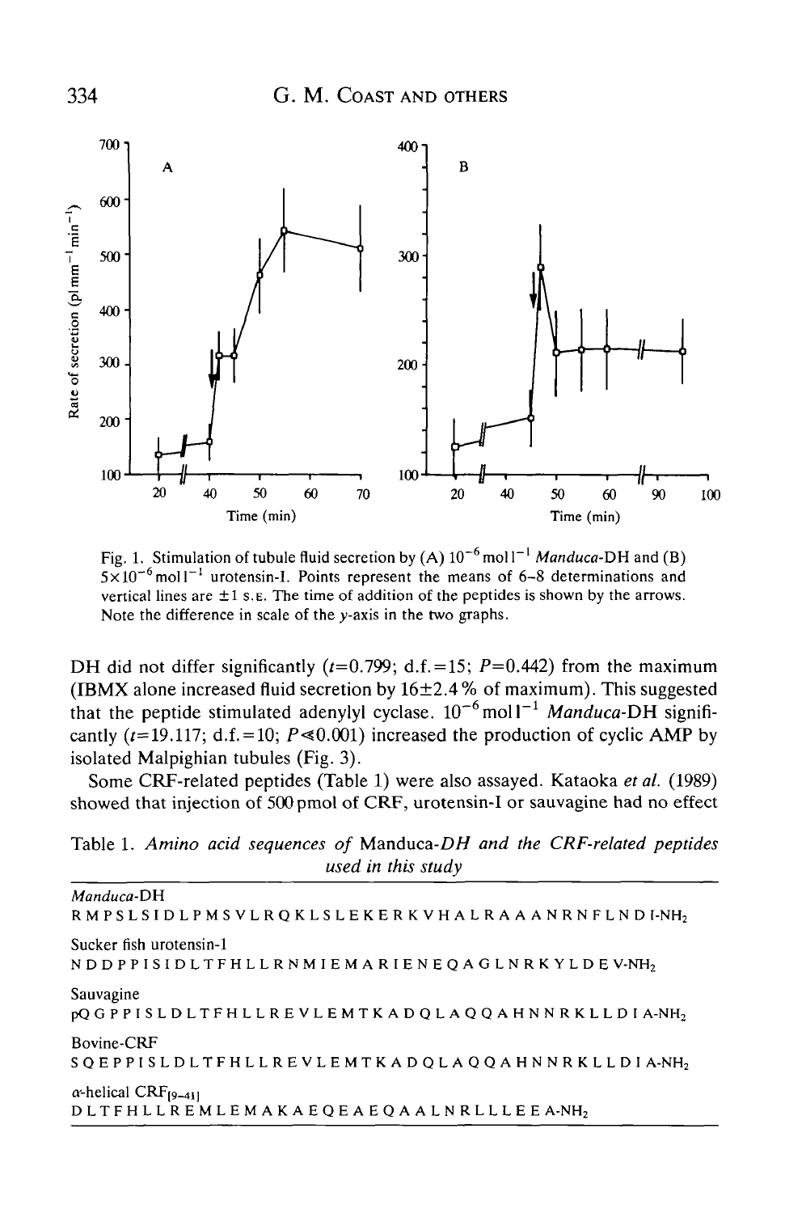Fig. 1. Stimulation of tubule fluid secretion by (A) $10^{-6}$ mol $l^{-1}$ *Manduca*-DH and (B) $5\times10^{-6}$ mol $l^{-1}$ urotensin-I. Points represent the means of 6–8 determinations and vertical lines are ±1 S.E. The time of addition of the peptides is shown by the arrows. Note the difference in scale of the y-axis in the two graphs.

DH did not differ significantly ($t$=0.799; d.f.=15; $P$=0.442) from the maximum (IBMX alone increased fluid secretion by 16±2.4 % of maximum). This suggested that the peptide stimulated adenylyl cyclase. $10^{-6}$ mol $l^{-1}$ *Manduca*-DH significantly ($t$=19.117; d.f.=10; $P\leqslant0.001$) increased the production of cyclic AMP by isolated Malpighian tubules (Fig. 3).

Some CRF-related peptides (Table 1) were also assayed. Kataoka *et al.* (1989) showed that injection of 500 pmol of CRF, urotensin-I or sauvagine had no effect

Table 1. *Amino acid sequences of* Manduca-*DH and the CRF-related peptides used in this study*

| |
|---|
| *Manduca*-DH |
| R M P S L S I D L P M S V L R Q K L S L E K E R K V H A L R A A A N R N F L N D I-$NH_2$ |
| Sucker fish urotensin-1 |
| N D D P P I S I D L T F H L L R N M I E M A R I E N E Q A G L N R K Y L D E V-$NH_2$ |
| Sauvagine |
| pQ G P P I S L D L T F H L L R E V L E M T K A D Q L A Q Q A H N N R K L L D I A-$NH_2$ |
| Bovine-CRF |
| S Q E P P I S L D L T F H L L R E V L E M T K A D Q L A Q Q A H N N R K L L D I A-$NH_2$ |
| α-helical $CRF_{[9-41]}$ |
| D L T F H L L R E M L E M A K A E Q E A E Q A A L N R L L L E E A-$NH_2$ |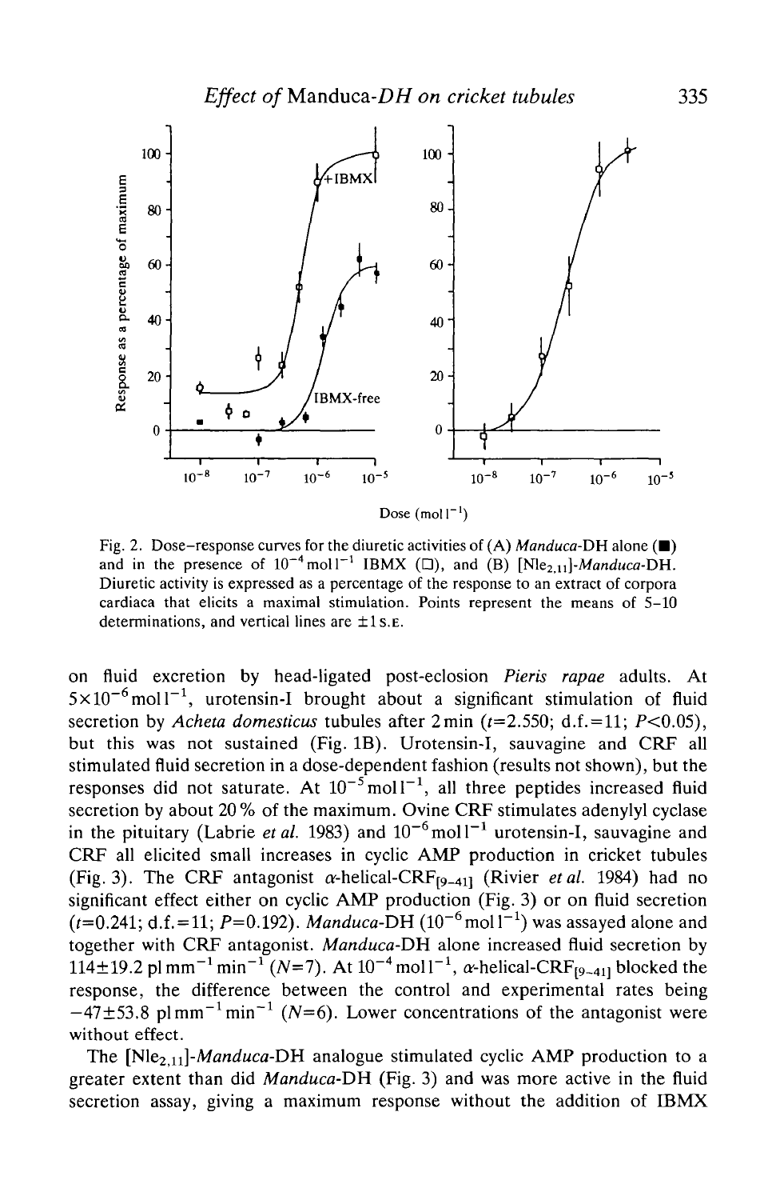Fig. 2. Dose–response curves for the diuretic activities of (A) *Manduca*-DH alone (■) and in the presence of $10^{-4}$ mol l$^{-1}$ IBMX (□), and (B) [Nle$_{2,11}$]-*Manduca*-DH. Diuretic activity is expressed as a percentage of the response to an extract of corpora cardiaca that elicits a maximal stimulation. Points represent the means of 5–10 determinations, and vertical lines are ±1 S.E.

on fluid excretion by head-ligated post-eclosion *Pieris rapae* adults. At $5\times10^{-6}$ mol l$^{-1}$, urotensin-I brought about a significant stimulation of fluid secretion by *Acheta domesticus* tubules after 2 min ($t$=2.550; d.f.=11; $P$<0.05), but this was not sustained (Fig. 1B). Urotensin-I, sauvagine and CRF all stimulated fluid secretion in a dose-dependent fashion (results not shown), but the responses did not saturate. At $10^{-5}$ mol l$^{-1}$, all three peptides increased fluid secretion by about 20 % of the maximum. Ovine CRF stimulates adenylyl cyclase in the pituitary (Labrie *et al.* 1983) and $10^{-6}$ mol l$^{-1}$ urotensin-I, sauvagine and CRF all elicited small increases in cyclic AMP production in cricket tubules (Fig. 3). The CRF antagonist α-helical-CRF$_{[9-41]}$ (Rivier *et al.* 1984) had no significant effect either on cyclic AMP production (Fig. 3) or on fluid secretion ($t$=0.241; d.f.=11; $P$=0.192). *Manduca*-DH ($10^{-6}$ mol l$^{-1}$) was assayed alone and together with CRF antagonist. *Manduca*-DH alone increased fluid secretion by 114±19.2 pl mm$^{-1}$ min$^{-1}$ ($N$=7). At $10^{-4}$ mol l$^{-1}$, α-helical-CRF$_{[9-41]}$ blocked the response, the difference between the control and experimental rates being −47±53.8 pl mm$^{-1}$ min$^{-1}$ ($N$=6). Lower concentrations of the antagonist were without effect.

The [Nle$_{2,11}$]-*Manduca*-DH analogue stimulated cyclic AMP production to a greater extent than did *Manduca*-DH (Fig. 3) and was more active in the fluid secretion assay, giving a maximum response without the addition of IBMX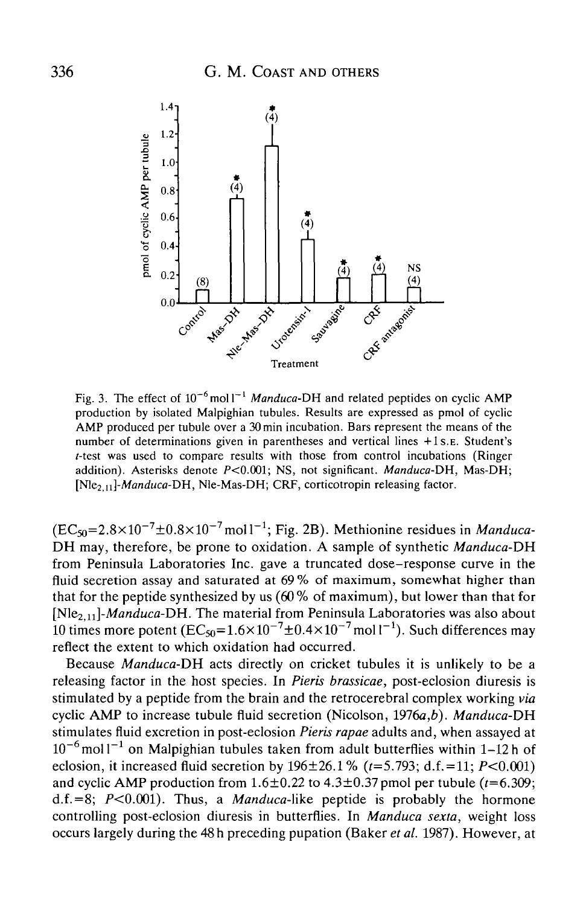Fig. 3. The effect of $10^{-6}$ mol $l^{-1}$ *Manduca*-DH and related peptides on cyclic AMP production by isolated Malpighian tubules. Results are expressed as pmol of cyclic AMP produced per tubule over a 30 min incubation. Bars represent the means of the number of determinations given in parentheses and vertical lines +1 S.E. Student's *t*-test was used to compare results with those from control incubations (Ringer addition). Asterisks denote $P<0.001$; NS, not significant. *Manduca*-DH, Mas-DH; $[Nle_{2,11}]$-*Manduca*-DH, Nle-Mas-DH; CRF, corticotropin releasing factor.

($EC_{50}=2.8\times10^{-7}\pm0.8\times10^{-7}$ mol $l^{-1}$; Fig. 2B). Methionine residues in *Manduca*-DH may, therefore, be prone to oxidation. A sample of synthetic *Manduca*-DH from Peninsula Laboratories Inc. gave a truncated dose–response curve in the fluid secretion assay and saturated at 69 % of maximum, somewhat higher than that for the peptide synthesized by us (60 % of maximum), but lower than that for $[Nle_{2,11}]$-*Manduca*-DH. The material from Peninsula Laboratories was also about 10 times more potent ($EC_{50}=1.6\times10^{-7}\pm0.4\times10^{-7}$ mol $l^{-1}$). Such differences may reflect the extent to which oxidation had occurred.

Because *Manduca*-DH acts directly on cricket tubules it is unlikely to be a releasing factor in the host species. In *Pieris brassicae*, post-eclosion diuresis is stimulated by a peptide from the brain and the retrocerebral complex working *via* cyclic AMP to increase tubule fluid secretion (Nicolson, 1976*a*,*b*). *Manduca*-DH stimulates fluid excretion in post-eclosion *Pieris rapae* adults and, when assayed at $10^{-6}$ mol $l^{-1}$ on Malpighian tubules taken from adult butterflies within 1–12 h of eclosion, it increased fluid secretion by 196±26.1 % ($t=5.793$; d.f.=11; $P<0.001$) and cyclic AMP production from 1.6±0.22 to 4.3±0.37 pmol per tubule ($t=6.309$; d.f.=8; $P<0.001$). Thus, a *Manduca*-like peptide is probably the hormone controlling post-eclosion diuresis in butterflies. In *Manduca sexta*, weight loss occurs largely during the 48 h preceding pupation (Baker *et al.* 1987). However, at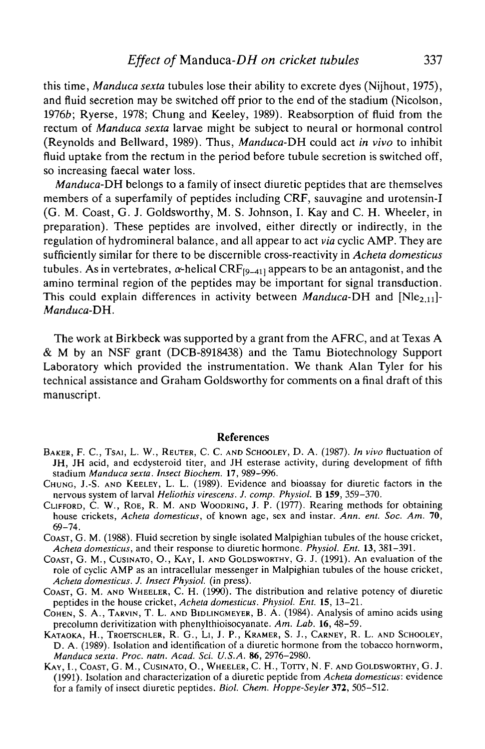this time, *Manduca sexta* tubules lose their ability to excrete dyes (Nijhout, 1975), and fluid secretion may be switched off prior to the end of the stadium (Nicolson, 1976*b*; Ryerse, 1978; Chung and Keeley, 1989). Reabsorption of fluid from the rectum of *Manduca sexta* larvae might be subject to neural or hormonal control (Reynolds and Bellward, 1989). Thus, *Manduca*-DH could act *in vivo* to inhibit fluid uptake from the rectum in the period before tubule secretion is switched off, so increasing faecal water loss.

*Manduca*-DH belongs to a family of insect diuretic peptides that are themselves members of a superfamily of peptides including CRF, sauvagine and urotensin-I (G. M. Coast, G. J. Goldsworthy, M. S. Johnson, I. Kay and C. H. Wheeler, in preparation). These peptides are involved, either directly or indirectly, in the regulation of hydromineral balance, and all appear to act *via* cyclic AMP. They are sufficiently similar for there to be discernible cross-reactivity in *Acheta domesticus* tubules. As in vertebrates, $\alpha$-helical $CRF_{[9-41]}$ appears to be an antagonist, and the amino terminal region of the peptides may be important for signal transduction. This could explain differences in activity between *Manduca*-DH and $[Nle_{2,11}]$-*Manduca*-DH.

The work at Birkbeck was supported by a grant from the AFRC, and at Texas A & M by an NSF grant (DCB-8918438) and the Tamu Biotechnology Support Laboratory which provided the instrumentation. We thank Alan Tyler for his technical assistance and Graham Goldsworthy for comments on a final draft of this manuscript.

## References

Baker, F. C., Tsai, L. W., Reuter, C. C. and Schooley, D. A. (1987). *In vivo* fluctuation of JH, JH acid, and ecdysteroid titer, and JH esterase activity, during development of fifth stadium *Manduca sexta*. *Insect Biochem.* **17**, 989–996.

Chung, J.-S. and Keeley, L. L. (1989). Evidence and bioassay for diuretic factors in the nervous system of larval *Heliothis virescens*. *J. comp. Physiol.* B **159**, 359–370.

Clifford, C. W., Roe, R. M. and Woodring, J. P. (1977). Rearing methods for obtaining house crickets, *Acheta domesticus*, of known age, sex and instar. *Ann. ent. Soc. Am.* **70**, 69–74.

Coast, G. M. (1988). Fluid secretion by single isolated Malpighian tubules of the house cricket, *Acheta domesticus*, and their response to diuretic hormone. *Physiol. Ent.* **13**, 381–391.

Coast, G. M., Cusinato, O., Kay, I. and Goldsworthy, G. J. (1991). An evaluation of the role of cyclic AMP as an intracellular messenger in Malpighian tubules of the house cricket, *Acheta domesticus*. *J. Insect Physiol.* (in press).

Coast, G. M. and Wheeler, C. H. (1990). The distribution and relative potency of diuretic peptides in the house cricket, *Acheta domesticus*. *Physiol. Ent.* **15**, 13–21.

Cohen, S. A., Tarvin, T. L. and Bidlingmeyer, B. A. (1984). Analysis of amino acids using precolumn derivitization with phenylthioisocyanate. *Am. Lab.* **16**, 48–59.

Kataoka, H., Troetschler, R. G., Li, J. P., Kramer, S. J., Carney, R. L. and Schooley, D. A. (1989). Isolation and identification of a diuretic hormone from the tobacco hornworm, *Manduca sexta*. *Proc. natn. Acad. Sci. U.S.A.* **86**, 2976–2980.

Kay, I., Coast, G. M., Cusinato, O., Wheeler, C. H., Totty, N. F. and Goldsworthy, G. J. (1991). Isolation and characterization of a diuretic peptide from *Acheta domesticus*: evidence for a family of insect diuretic peptides. *Biol. Chem. Hoppe-Seyler* **372**, 505–512.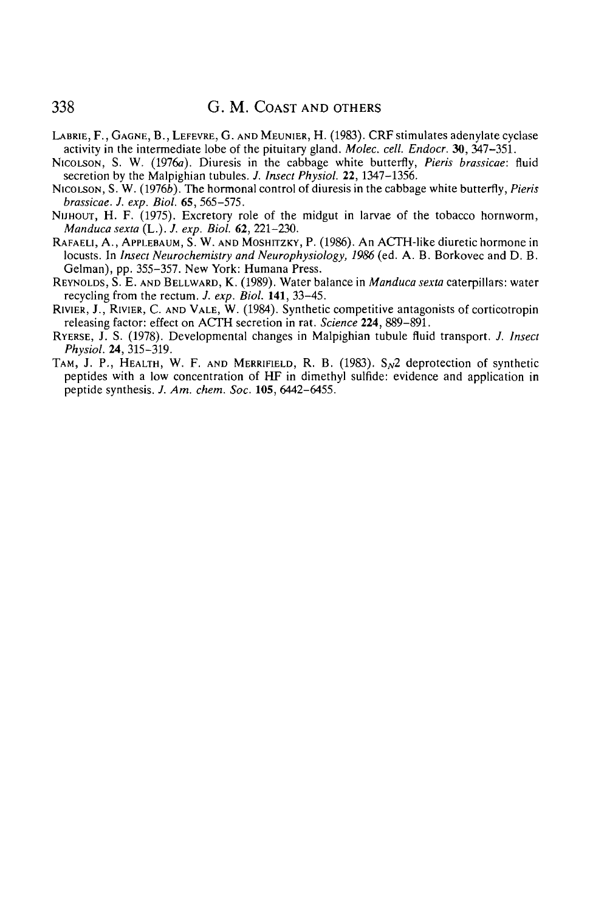LABRIE, F., GAGNE, B., LEFEVRE, G. AND MEUNIER, H. (1983). CRF stimulates adenylate cyclase activity in the intermediate lobe of the pituitary gland. *Molec. cell. Endocr.* **30**, 347–351.

NICOLSON, S. W. (1976*a*). Diuresis in the cabbage white butterfly, *Pieris brassicae*: fluid secretion by the Malpighian tubules. *J. Insect Physiol.* **22**, 1347–1356.

NICOLSON, S. W. (1976*b*). The hormonal control of diuresis in the cabbage white butterfly, *Pieris brassicae*. *J. exp. Biol.* **65**, 565–575.

NIJHOUT, H. F. (1975). Excretory role of the midgut in larvae of the tobacco hornworm, *Manduca sexta* (L.). *J. exp. Biol.* **62**, 221–230.

RAFAELI, A., APPLEBAUM, S. W. AND MOSHITZKY, P. (1986). An ACTH-like diuretic hormone in locusts. In *Insect Neurochemistry and Neurophysiology, 1986* (ed. A. B. Borkovec and D. B. Gelman), pp. 355–357. New York: Humana Press.

REYNOLDS, S. E. AND BELLWARD, K. (1989). Water balance in *Manduca sexta* caterpillars: water recycling from the rectum. *J. exp. Biol.* **141**, 33–45.

RIVIER, J., RIVIER, C. AND VALE, W. (1984). Synthetic competitive antagonists of corticotropin releasing factor: effect on ACTH secretion in rat. *Science* **224**, 889–891.

RYERSE, J. S. (1978). Developmental changes in Malpighian tubule fluid transport. *J. Insect Physiol.* **24**, 315–319.

TAM, J. P., HEALTH, W. F. AND MERRIFIELD, R. B. (1983). $S_N2$ deprotection of synthetic peptides with a low concentration of HF in dimethyl sulfide: evidence and application in peptide synthesis. *J. Am. chem. Soc.* **105**, 6442–6455.